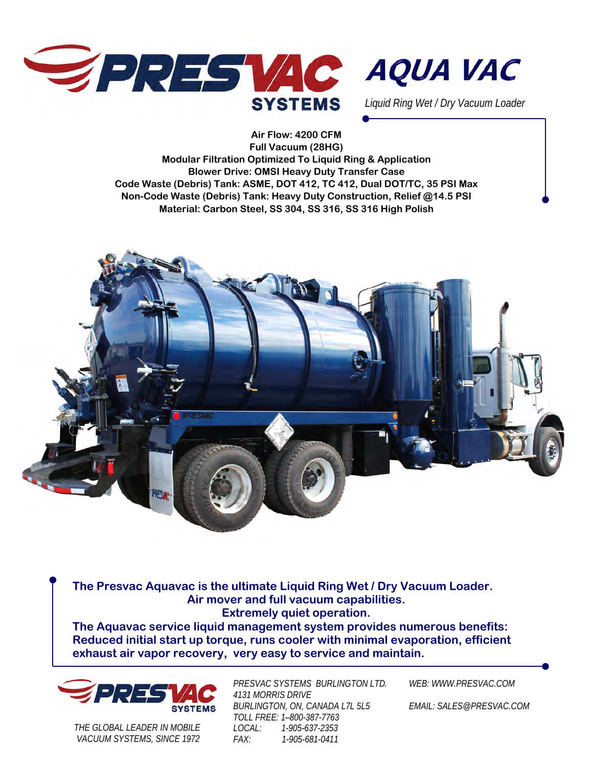# PRESVAC SYSTEMS

# AQUA VAC

*Liquid Ring Wet / Dry Vacuum Loader*

**Air Flow: 4200 CFM**
**Full Vacuum (28HG)**
**Modular Filtration Optimized To Liquid Ring & Application**
**Blower Drive: OMSI Heavy Duty Transfer Case**
**Code Waste (Debris) Tank: ASME, DOT 412, TC 412, Dual DOT/TC, 35 PSI Max**
**Non-Code Waste (Debris) Tank: Heavy Duty Construction, Relief @14.5 PSI**
**Material: Carbon Steel, SS 304, SS 316, SS 316 High Polish**

**The Presvac Aquavac is the ultimate Liquid Ring Wet / Dry Vacuum Loader.**
**Air mover and full vacuum capabilities.**
**Extremely quiet operation.**
**The Aquavac service liquid management system provides numerous benefits: Reduced initial start up torque, runs cooler with minimal evaporation, efficient exhaust air vapor recovery, very easy to service and maintain.**

PRESVAC SYSTEMS

*THE GLOBAL LEADER IN MOBILE VACUUM SYSTEMS, SINCE 1972*

*PRESVAC SYSTEMS BURLINGTON LTD.*
*4131 MORRIS DRIVE*
*BURLINGTON, ON, CANADA L7L 5L5*
*TOLL FREE: 1–800-387-7763*
*LOCAL: 1-905-637-2353*
*FAX: 1-905-681-0411*

*WEB: WWW.PRESVAC.COM*

*EMAIL: SALES@PRESVAC.COM*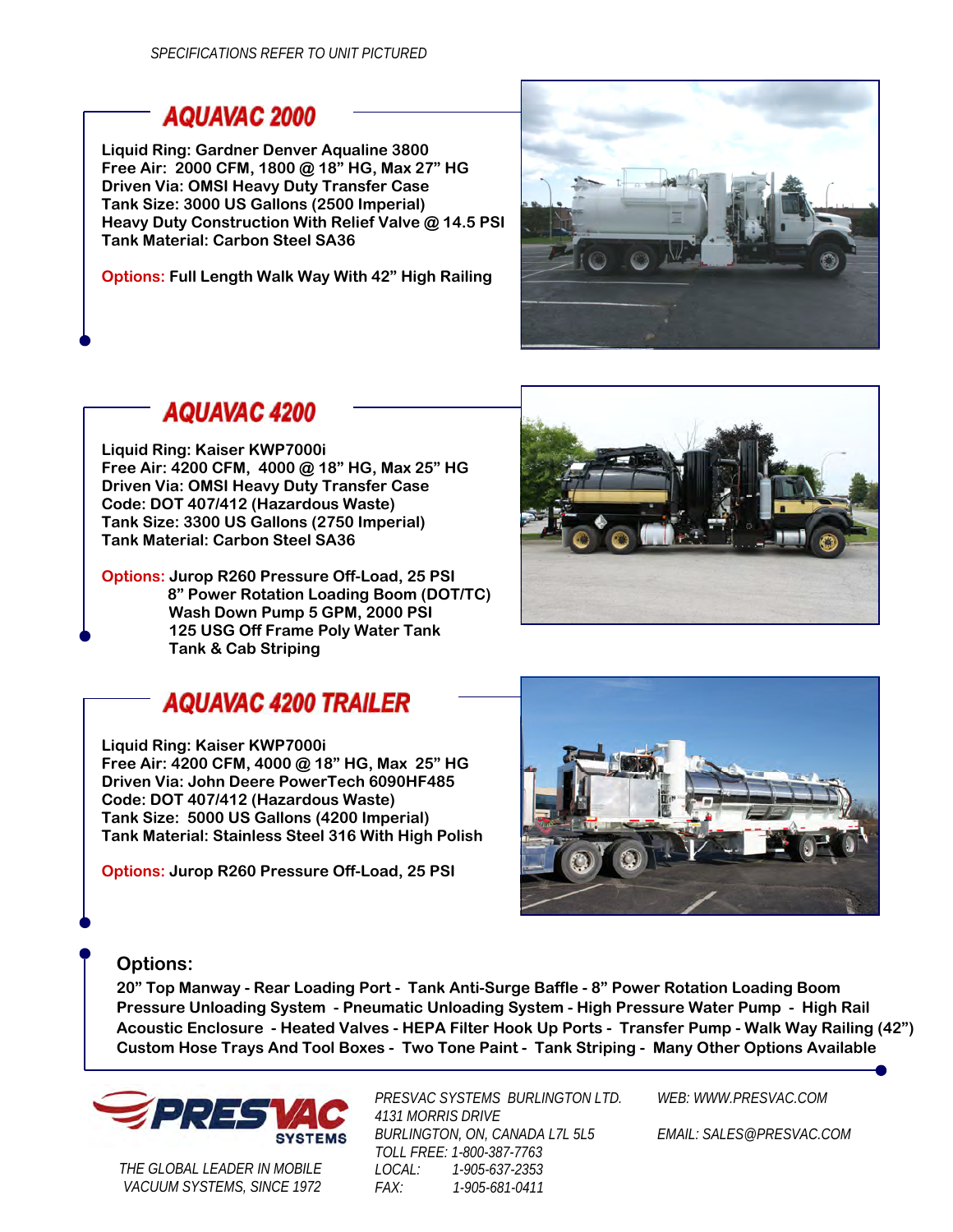*SPECIFICATIONS REFER TO UNIT PICTURED*

## AQUAVAC 2000

**Liquid Ring: Gardner Denver Aqualine 3800**
**Free Air: 2000 CFM, 1800 @ 18" HG, Max 27" HG**
**Driven Via: OMSI Heavy Duty Transfer Case**
**Tank Size: 3000 US Gallons (2500 Imperial)**
**Heavy Duty Construction With Relief Valve @ 14.5 PSI**
**Tank Material: Carbon Steel SA36**

**Options: Full Length Walk Way With 42" High Railing**

## AQUAVAC 4200

**Liquid Ring: Kaiser KWP7000i**
**Free Air: 4200 CFM, 4000 @ 18" HG, Max 25" HG**
**Driven Via: OMSI Heavy Duty Transfer Case**
**Code: DOT 407/412 (Hazardous Waste)**
**Tank Size: 3300 US Gallons (2750 Imperial)**
**Tank Material: Carbon Steel SA36**

**Options: Jurop R260 Pressure Off-Load, 25 PSI**
**8" Power Rotation Loading Boom (DOT/TC)**
**Wash Down Pump 5 GPM, 2000 PSI**
**125 USG Off Frame Poly Water Tank**
**Tank & Cab Striping**

## AQUAVAC 4200 TRAILER

**Liquid Ring: Kaiser KWP7000i**
**Free Air: 4200 CFM, 4000 @ 18" HG, Max 25" HG**
**Driven Via: John Deere PowerTech 6090HF485**
**Code: DOT 407/412 (Hazardous Waste)**
**Tank Size: 5000 US Gallons (4200 Imperial)**
**Tank Material: Stainless Steel 316 With High Polish**

**Options: Jurop R260 Pressure Off-Load, 25 PSI**

### Options:

**20" Top Manway - Rear Loading Port - Tank Anti-Surge Baffle - 8" Power Rotation Loading Boom Pressure Unloading System - Pneumatic Unloading System - High Pressure Water Pump - High Rail Acoustic Enclosure - Heated Valves - HEPA Filter Hook Up Ports - Transfer Pump - Walk Way Railing (42") Custom Hose Trays And Tool Boxes - Two Tone Paint - Tank Striping - Many Other Options Available**

PRESVAC SYSTEMS

*THE GLOBAL LEADER IN MOBILE VACUUM SYSTEMS, SINCE 1972*

*PRESVAC SYSTEMS BURLINGTON LTD.*
*4131 MORRIS DRIVE*
*BURLINGTON, ON, CANADA L7L 5L5*
*TOLL FREE: 1-800-387-7763*
*LOCAL: 1-905-637-2353*
*FAX: 1-905-681-0411*

*WEB: WWW.PRESVAC.COM*

*EMAIL: SALES@PRESVAC.COM*